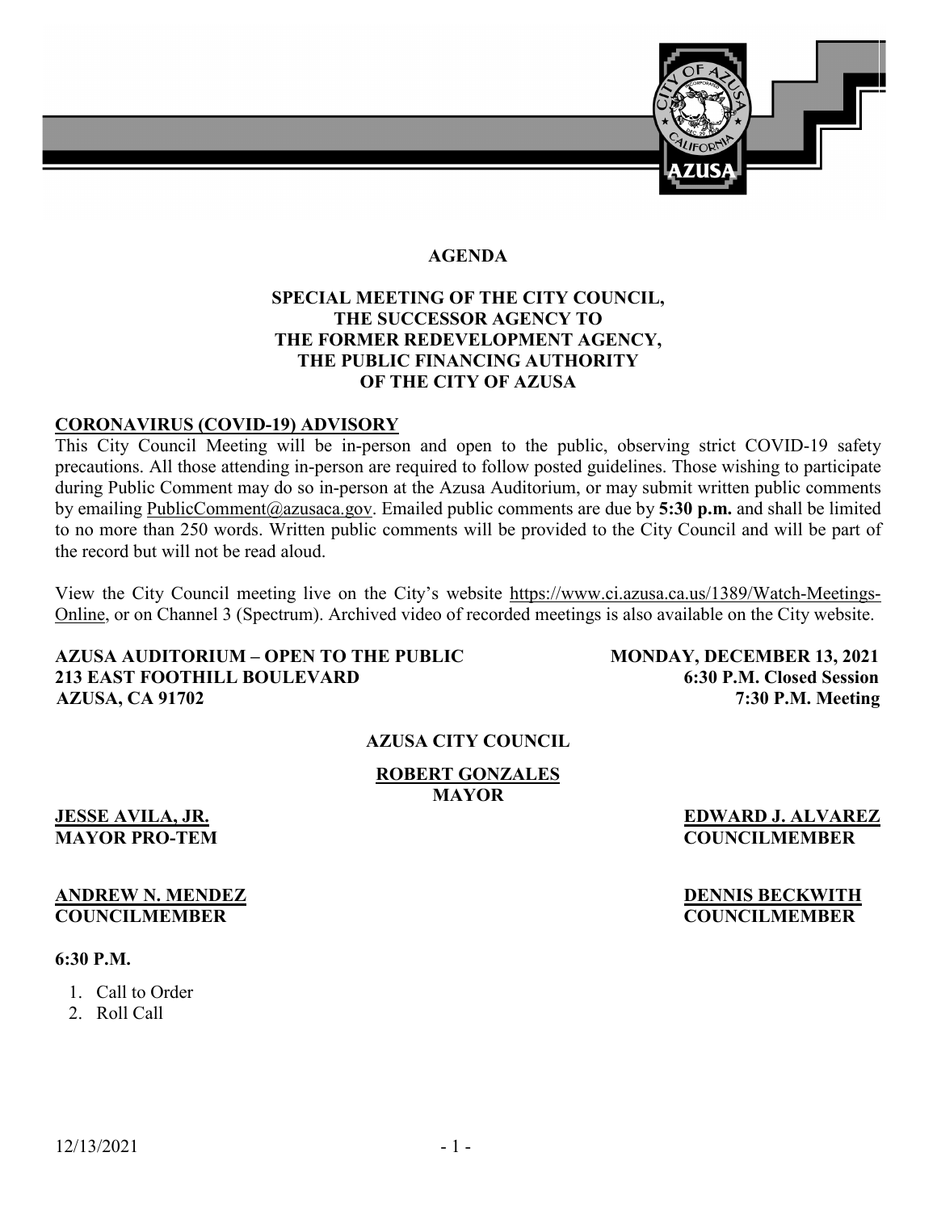# AGENDA

## SPECIAL MEETING OF THE CITY COUNCIL, THE SUCCESSOR AGENCY TO THE FORMER REDEVELOPMENT AGENCY, THE PUBLIC FINANCING AUTHORITY OF THE CITY OF AZUSA

**CORONAVIRUS (COVID-19) ADVISORY**

This City Council Meeting will be in-person and open to the public, observing strict COVID-19 safety precautions. All those attending in-person are required to follow posted guidelines. Those wishing to participate during Public Comment may do so in-person at the Azusa Auditorium, or may submit written public comments by emailing PublicComment@azusaca.gov. Emailed public comments are due by **5:30 p.m.** and shall be limited to no more than 250 words. Written public comments will be provided to the City Council and will be part of the record but will not be read aloud.

View the City Council meeting live on the City's website https://www.ci.azusa.ca.us/1389/Watch-Meetings-Online, or on Channel 3 (Spectrum). Archived video of recorded meetings is also available on the City website.

**AZUSA AUDITORIUM – OPEN TO THE PUBLIC**
**213 EAST FOOTHILL BOULEVARD**
**AZUSA, CA 91702**

**MONDAY, DECEMBER 13, 2021**
**6:30 P.M. Closed Session**
**7:30 P.M. Meeting**

**AZUSA CITY COUNCIL**

**ROBERT GONZALES**
**MAYOR**

**JESSE AVILA, JR.**
**MAYOR PRO-TEM**

**EDWARD J. ALVAREZ**
**COUNCILMEMBER**

**ANDREW N. MENDEZ**
**COUNCILMEMBER**

**DENNIS BECKWITH**
**COUNCILMEMBER**

**6:30 P.M.**

1. Call to Order
2. Roll Call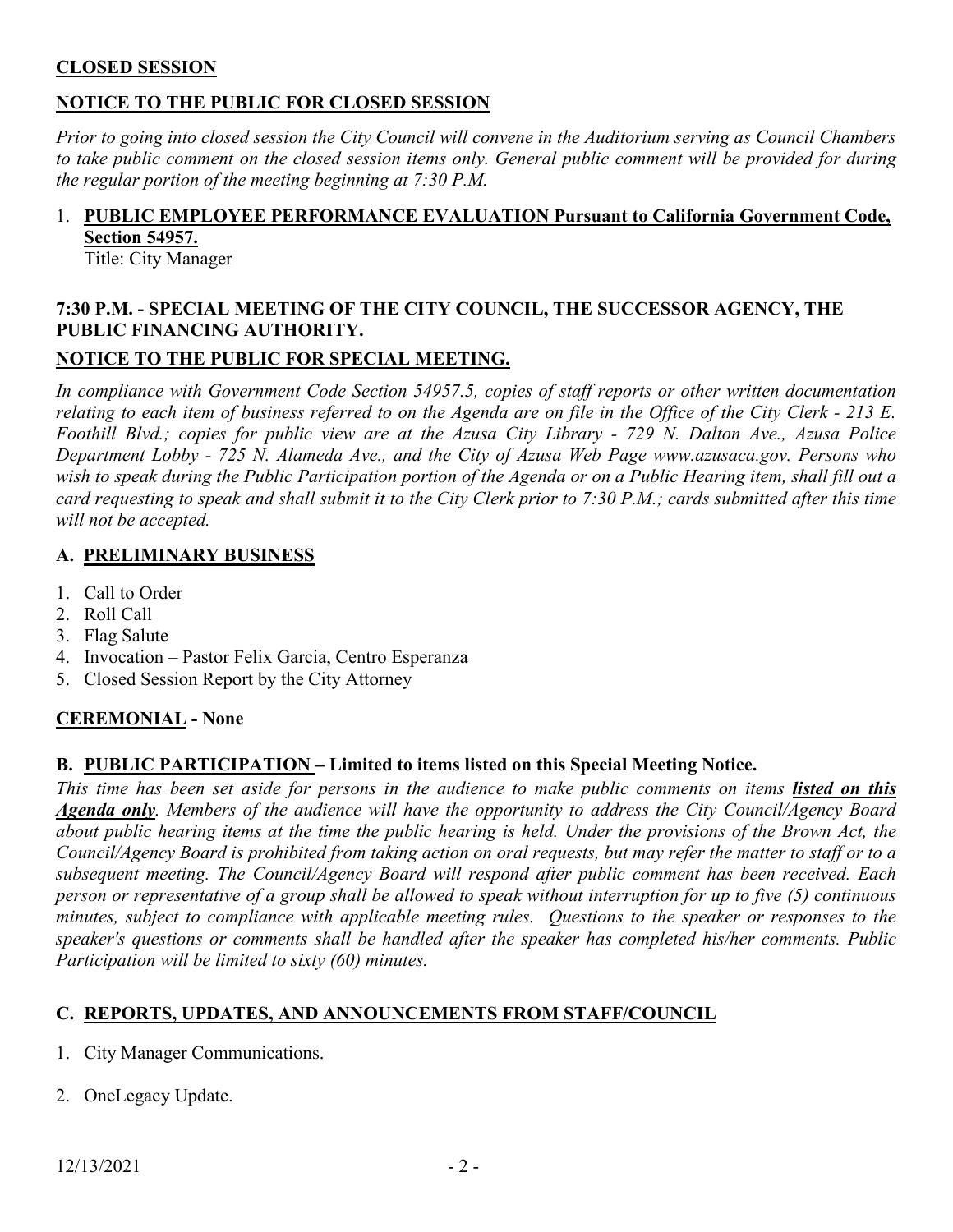## CLOSED SESSION

## NOTICE TO THE PUBLIC FOR CLOSED SESSION

*Prior to going into closed session the City Council will convene in the Auditorium serving as Council Chambers to take public comment on the closed session items only. General public comment will be provided for during the regular portion of the meeting beginning at 7:30 P.M.*

1. **PUBLIC EMPLOYEE PERFORMANCE EVALUATION Pursuant to California Government Code, Section 54957.**
   Title: City Manager

## 7:30 P.M. - SPECIAL MEETING OF THE CITY COUNCIL, THE SUCCESSOR AGENCY, THE PUBLIC FINANCING AUTHORITY.

## NOTICE TO THE PUBLIC FOR SPECIAL MEETING.

*In compliance with Government Code Section 54957.5, copies of staff reports or other written documentation relating to each item of business referred to on the Agenda are on file in the Office of the City Clerk - 213 E. Foothill Blvd.; copies for public view are at the Azusa City Library - 729 N. Dalton Ave., Azusa Police Department Lobby - 725 N. Alameda Ave., and the City of Azusa Web Page www.azusaca.gov. Persons who wish to speak during the Public Participation portion of the Agenda or on a Public Hearing item, shall fill out a card requesting to speak and shall submit it to the City Clerk prior to 7:30 P.M.; cards submitted after this time will not be accepted.*

## A. PRELIMINARY BUSINESS

1. Call to Order
2. Roll Call
3. Flag Salute
4. Invocation – Pastor Felix Garcia, Centro Esperanza
5. Closed Session Report by the City Attorney

## CEREMONIAL - None

## B. PUBLIC PARTICIPATION – Limited to items listed on this Special Meeting Notice.

*This time has been set aside for persons in the audience to make public comments on items **listed on this Agenda only**. Members of the audience will have the opportunity to address the City Council/Agency Board about public hearing items at the time the public hearing is held. Under the provisions of the Brown Act, the Council/Agency Board is prohibited from taking action on oral requests, but may refer the matter to staff or to a subsequent meeting. The Council/Agency Board will respond after public comment has been received. Each person or representative of a group shall be allowed to speak without interruption for up to five (5) continuous minutes, subject to compliance with applicable meeting rules. Questions to the speaker or responses to the speaker's questions or comments shall be handled after the speaker has completed his/her comments. Public Participation will be limited to sixty (60) minutes.*

## C. REPORTS, UPDATES, AND ANNOUNCEMENTS FROM STAFF/COUNCIL

1. City Manager Communications.

2. OneLegacy Update.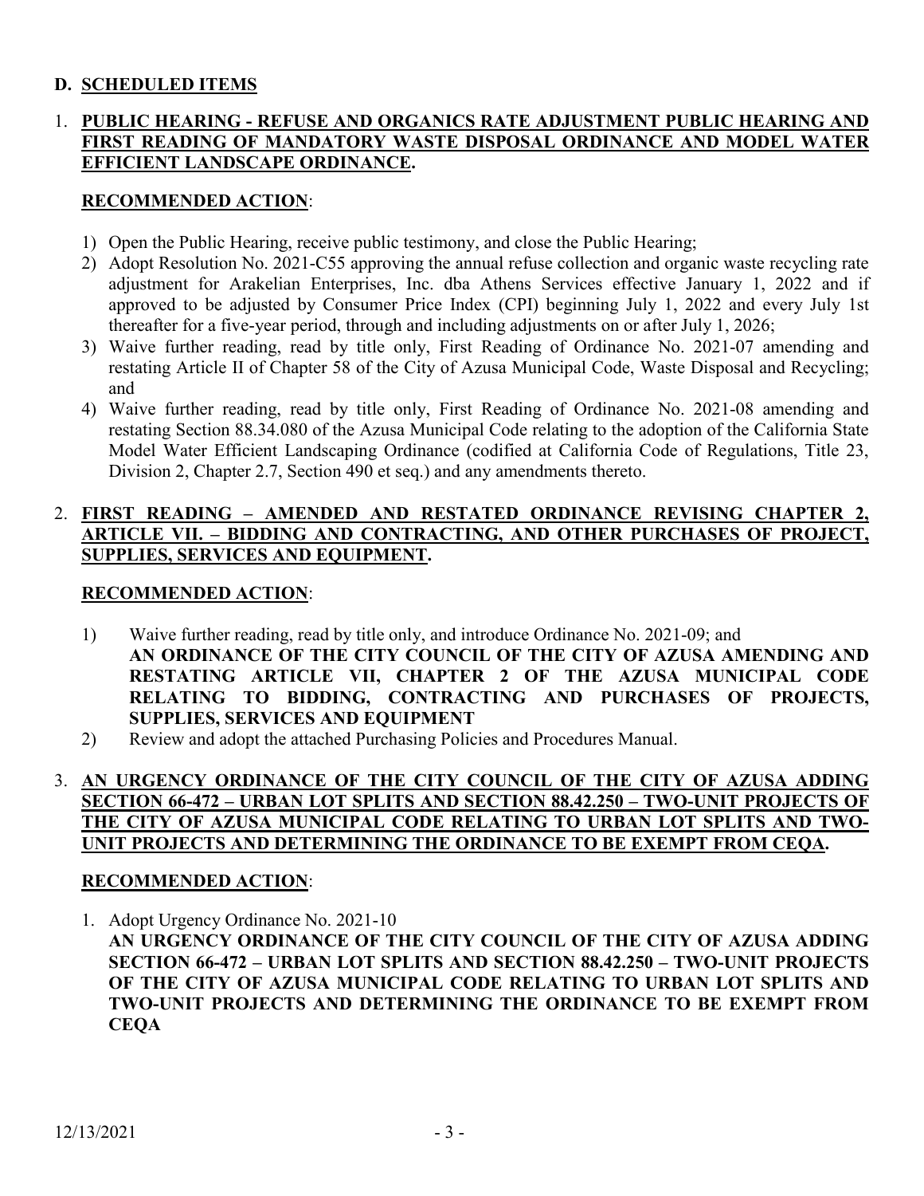## D. SCHEDULED ITEMS

1. **PUBLIC HEARING - REFUSE AND ORGANICS RATE ADJUSTMENT PUBLIC HEARING AND FIRST READING OF MANDATORY WASTE DISPOSAL ORDINANCE AND MODEL WATER EFFICIENT LANDSCAPE ORDINANCE.**

   **RECOMMENDED ACTION**:

   1) Open the Public Hearing, receive public testimony, and close the Public Hearing;
   2) Adopt Resolution No. 2021-C55 approving the annual refuse collection and organic waste recycling rate adjustment for Arakelian Enterprises, Inc. dba Athens Services effective January 1, 2022 and if approved to be adjusted by Consumer Price Index (CPI) beginning July 1, 2022 and every July 1st thereafter for a five-year period, through and including adjustments on or after July 1, 2026;
   3) Waive further reading, read by title only, First Reading of Ordinance No. 2021-07 amending and restating Article II of Chapter 58 of the City of Azusa Municipal Code, Waste Disposal and Recycling; and
   4) Waive further reading, read by title only, First Reading of Ordinance No. 2021-08 amending and restating Section 88.34.080 of the Azusa Municipal Code relating to the adoption of the California State Model Water Efficient Landscaping Ordinance (codified at California Code of Regulations, Title 23, Division 2, Chapter 2.7, Section 490 et seq.) and any amendments thereto.

2. **FIRST READING – AMENDED AND RESTATED ORDINANCE REVISING CHAPTER 2, ARTICLE VII. – BIDDING AND CONTRACTING, AND OTHER PURCHASES OF PROJECT, SUPPLIES, SERVICES AND EQUIPMENT.**

   **RECOMMENDED ACTION**:

   1) Waive further reading, read by title only, and introduce Ordinance No. 2021-09; and
      **AN ORDINANCE OF THE CITY COUNCIL OF THE CITY OF AZUSA AMENDING AND RESTATING ARTICLE VII, CHAPTER 2 OF THE AZUSA MUNICIPAL CODE RELATING TO BIDDING, CONTRACTING AND PURCHASES OF PROJECTS, SUPPLIES, SERVICES AND EQUIPMENT**
   2) Review and adopt the attached Purchasing Policies and Procedures Manual.

3. **AN URGENCY ORDINANCE OF THE CITY COUNCIL OF THE CITY OF AZUSA ADDING SECTION 66-472 – URBAN LOT SPLITS AND SECTION 88.42.250 – TWO-UNIT PROJECTS OF THE CITY OF AZUSA MUNICIPAL CODE RELATING TO URBAN LOT SPLITS AND TWO-UNIT PROJECTS AND DETERMINING THE ORDINANCE TO BE EXEMPT FROM CEQA.**

   **RECOMMENDED ACTION**:

   1. Adopt Urgency Ordinance No. 2021-10
      **AN URGENCY ORDINANCE OF THE CITY COUNCIL OF THE CITY OF AZUSA ADDING SECTION 66-472 – URBAN LOT SPLITS AND SECTION 88.42.250 – TWO-UNIT PROJECTS OF THE CITY OF AZUSA MUNICIPAL CODE RELATING TO URBAN LOT SPLITS AND TWO-UNIT PROJECTS AND DETERMINING THE ORDINANCE TO BE EXEMPT FROM CEQA**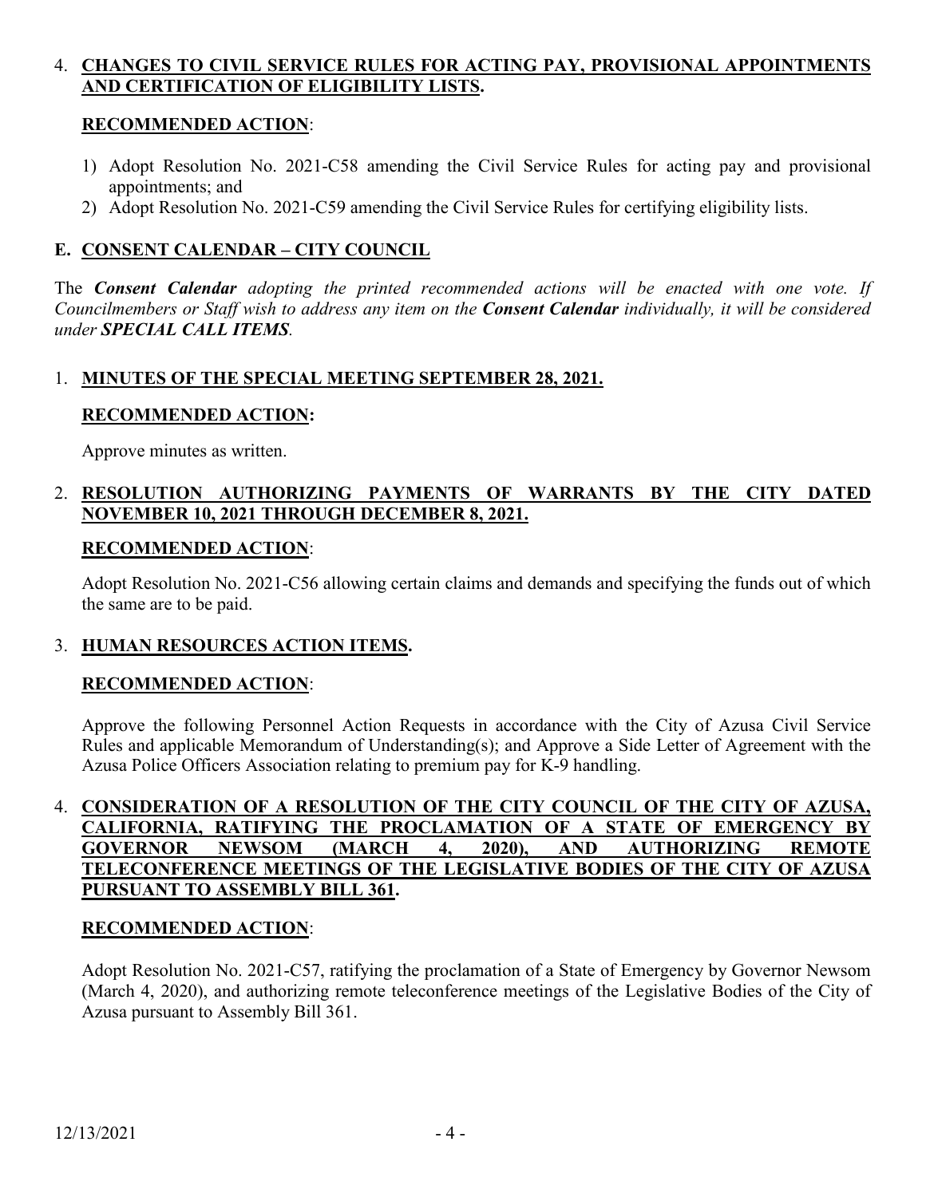4. **CHANGES TO CIVIL SERVICE RULES FOR ACTING PAY, PROVISIONAL APPOINTMENTS AND CERTIFICATION OF ELIGIBILITY LISTS.**

   **RECOMMENDED ACTION**:

   1) Adopt Resolution No. 2021-C58 amending the Civil Service Rules for acting pay and provisional appointments; and
   2) Adopt Resolution No. 2021-C59 amending the Civil Service Rules for certifying eligibility lists.

## E. CONSENT CALENDAR – CITY COUNCIL

The ***Consent Calendar*** *adopting the printed recommended actions will be enacted with one vote. If Councilmembers or Staff wish to address any item on the* ***Consent Calendar*** *individually, it will be considered under* ***SPECIAL CALL ITEMS****.*

1. **MINUTES OF THE SPECIAL MEETING SEPTEMBER 28, 2021.**

   **RECOMMENDED ACTION:**

   Approve minutes as written.

2. **RESOLUTION AUTHORIZING PAYMENTS OF WARRANTS BY THE CITY DATED NOVEMBER 10, 2021 THROUGH DECEMBER 8, 2021.**

   **RECOMMENDED ACTION**:

   Adopt Resolution No. 2021-C56 allowing certain claims and demands and specifying the funds out of which the same are to be paid.

3. **HUMAN RESOURCES ACTION ITEMS.**

   **RECOMMENDED ACTION**:

   Approve the following Personnel Action Requests in accordance with the City of Azusa Civil Service Rules and applicable Memorandum of Understanding(s); and Approve a Side Letter of Agreement with the Azusa Police Officers Association relating to premium pay for K-9 handling.

4. **CONSIDERATION OF A RESOLUTION OF THE CITY COUNCIL OF THE CITY OF AZUSA, CALIFORNIA, RATIFYING THE PROCLAMATION OF A STATE OF EMERGENCY BY GOVERNOR NEWSOM (MARCH 4, 2020), AND AUTHORIZING REMOTE TELECONFERENCE MEETINGS OF THE LEGISLATIVE BODIES OF THE CITY OF AZUSA PURSUANT TO ASSEMBLY BILL 361.**

   **RECOMMENDED ACTION**:

   Adopt Resolution No. 2021-C57, ratifying the proclamation of a State of Emergency by Governor Newsom (March 4, 2020), and authorizing remote teleconference meetings of the Legislative Bodies of the City of Azusa pursuant to Assembly Bill 361.

12/13/2021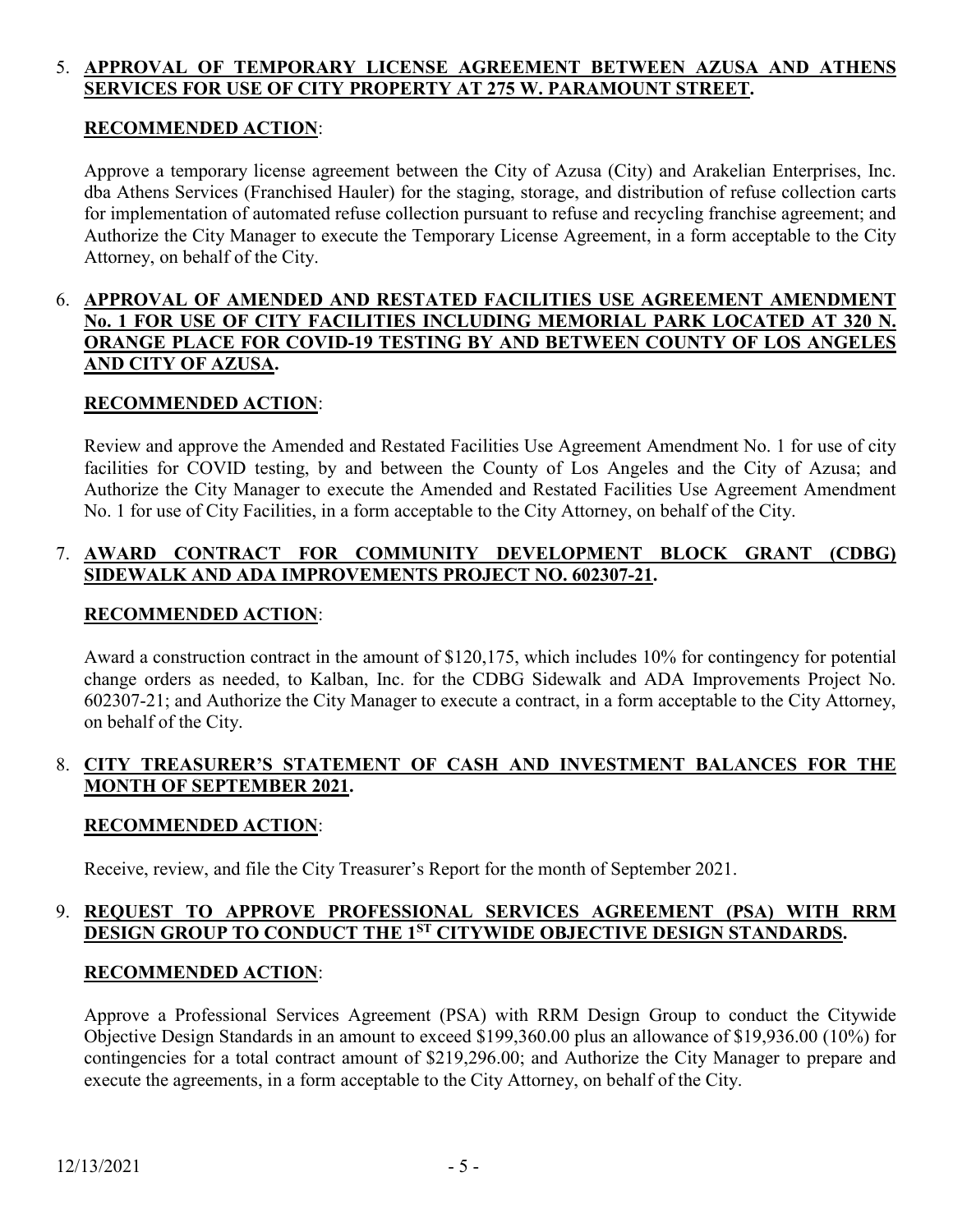5. **APPROVAL OF TEMPORARY LICENSE AGREEMENT BETWEEN AZUSA AND ATHENS SERVICES FOR USE OF CITY PROPERTY AT 275 W. PARAMOUNT STREET.**

   **RECOMMENDED ACTION**:

   Approve a temporary license agreement between the City of Azusa (City) and Arakelian Enterprises, Inc. dba Athens Services (Franchised Hauler) for the staging, storage, and distribution of refuse collection carts for implementation of automated refuse collection pursuant to refuse and recycling franchise agreement; and Authorize the City Manager to execute the Temporary License Agreement, in a form acceptable to the City Attorney, on behalf of the City.

6. **APPROVAL OF AMENDED AND RESTATED FACILITIES USE AGREEMENT AMENDMENT No. 1 FOR USE OF CITY FACILITIES INCLUDING MEMORIAL PARK LOCATED AT 320 N. ORANGE PLACE FOR COVID-19 TESTING BY AND BETWEEN COUNTY OF LOS ANGELES AND CITY OF AZUSA.**

   **RECOMMENDED ACTION**:

   Review and approve the Amended and Restated Facilities Use Agreement Amendment No. 1 for use of city facilities for COVID testing, by and between the County of Los Angeles and the City of Azusa; and Authorize the City Manager to execute the Amended and Restated Facilities Use Agreement Amendment No. 1 for use of City Facilities, in a form acceptable to the City Attorney, on behalf of the City.

7. **AWARD CONTRACT FOR COMMUNITY DEVELOPMENT BLOCK GRANT (CDBG) SIDEWALK AND ADA IMPROVEMENTS PROJECT NO. 602307-21.**

   **RECOMMENDED ACTION**:

   Award a construction contract in the amount of $120,175, which includes 10% for contingency for potential change orders as needed, to Kalban, Inc. for the CDBG Sidewalk and ADA Improvements Project No. 602307-21; and Authorize the City Manager to execute a contract, in a form acceptable to the City Attorney, on behalf of the City.

8. **CITY TREASURER'S STATEMENT OF CASH AND INVESTMENT BALANCES FOR THE MONTH OF SEPTEMBER 2021.**

   **RECOMMENDED ACTION**:

   Receive, review, and file the City Treasurer's Report for the month of September 2021.

9. **REQUEST TO APPROVE PROFESSIONAL SERVICES AGREEMENT (PSA) WITH RRM DESIGN GROUP TO CONDUCT THE 1ST CITYWIDE OBJECTIVE DESIGN STANDARDS.**

   **RECOMMENDED ACTION**:

   Approve a Professional Services Agreement (PSA) with RRM Design Group to conduct the Citywide Objective Design Standards in an amount to exceed $199,360.00 plus an allowance of $19,936.00 (10%) for contingencies for a total contract amount of $219,296.00; and Authorize the City Manager to prepare and execute the agreements, in a form acceptable to the City Attorney, on behalf of the City.

12/13/2021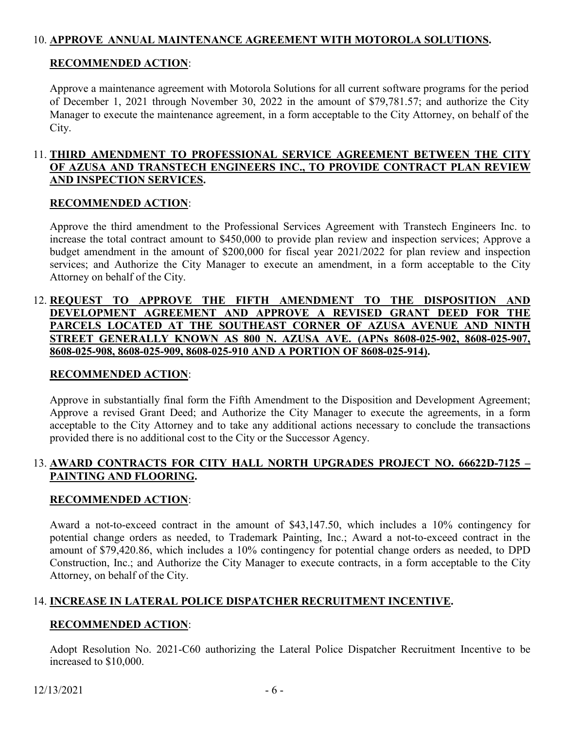10. **APPROVE ANNUAL MAINTENANCE AGREEMENT WITH MOTOROLA SOLUTIONS.**

    **RECOMMENDED ACTION**:

    Approve a maintenance agreement with Motorola Solutions for all current software programs for the period of December 1, 2021 through November 30, 2022 in the amount of $79,781.57; and authorize the City Manager to execute the maintenance agreement, in a form acceptable to the City Attorney, on behalf of the City.

11. **THIRD AMENDMENT TO PROFESSIONAL SERVICE AGREEMENT BETWEEN THE CITY OF AZUSA AND TRANSTECH ENGINEERS INC., TO PROVIDE CONTRACT PLAN REVIEW AND INSPECTION SERVICES.**

    **RECOMMENDED ACTION**:

    Approve the third amendment to the Professional Services Agreement with Transtech Engineers Inc. to increase the total contract amount to $450,000 to provide plan review and inspection services; Approve a budget amendment in the amount of $200,000 for fiscal year 2021/2022 for plan review and inspection services; and Authorize the City Manager to execute an amendment, in a form acceptable to the City Attorney on behalf of the City.

12. **REQUEST TO APPROVE THE FIFTH AMENDMENT TO THE DISPOSITION AND DEVELOPMENT AGREEMENT AND APPROVE A REVISED GRANT DEED FOR THE PARCELS LOCATED AT THE SOUTHEAST CORNER OF AZUSA AVENUE AND NINTH STREET GENERALLY KNOWN AS 800 N. AZUSA AVE. (APNs 8608-025-902, 8608-025-907, 8608-025-908, 8608-025-909, 8608-025-910 AND A PORTION OF 8608-025-914).**

    **RECOMMENDED ACTION**:

    Approve in substantially final form the Fifth Amendment to the Disposition and Development Agreement; Approve a revised Grant Deed; and Authorize the City Manager to execute the agreements, in a form acceptable to the City Attorney and to take any additional actions necessary to conclude the transactions provided there is no additional cost to the City or the Successor Agency.

13. **AWARD CONTRACTS FOR CITY HALL NORTH UPGRADES PROJECT NO. 66622D-7125 – PAINTING AND FLOORING.**

    **RECOMMENDED ACTION**:

    Award a not-to-exceed contract in the amount of $43,147.50, which includes a 10% contingency for potential change orders as needed, to Trademark Painting, Inc.; Award a not-to-exceed contract in the amount of $79,420.86, which includes a 10% contingency for potential change orders as needed, to DPD Construction, Inc.; and Authorize the City Manager to execute contracts, in a form acceptable to the City Attorney, on behalf of the City.

14. **INCREASE IN LATERAL POLICE DISPATCHER RECRUITMENT INCENTIVE.**

    **RECOMMENDED ACTION**:

    Adopt Resolution No. 2021-C60 authorizing the Lateral Police Dispatcher Recruitment Incentive to be increased to $10,000.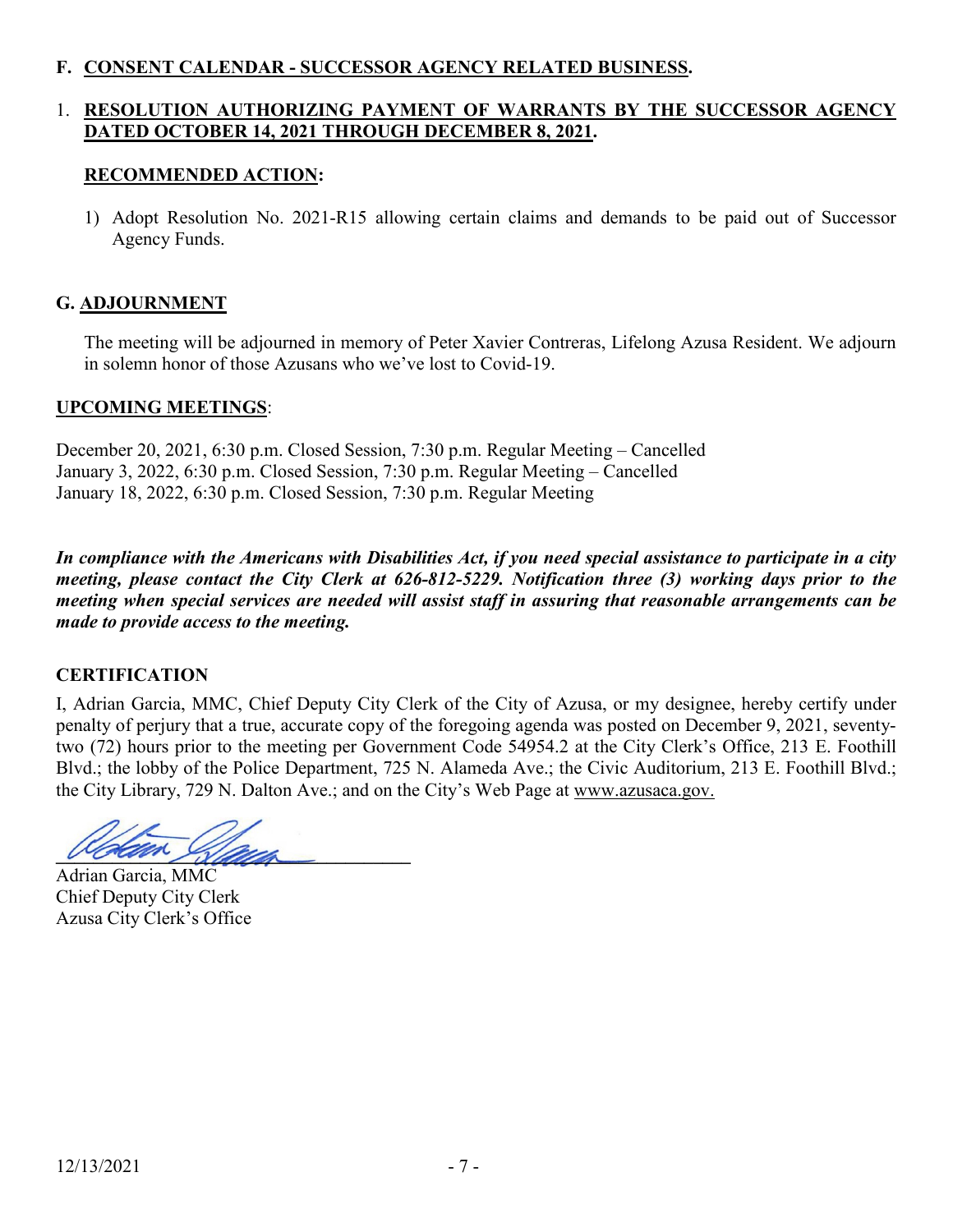## F. **CONSENT CALENDAR - SUCCESSOR AGENCY RELATED BUSINESS.**

1. **RESOLUTION AUTHORIZING PAYMENT OF WARRANTS BY THE SUCCESSOR AGENCY DATED OCTOBER 14, 2021 THROUGH DECEMBER 8, 2021.**

**RECOMMENDED ACTION:**

1) Adopt Resolution No. 2021-R15 allowing certain claims and demands to be paid out of Successor Agency Funds.

## G. **ADJOURNMENT**

The meeting will be adjourned in memory of Peter Xavier Contreras, Lifelong Azusa Resident. We adjourn in solemn honor of those Azusans who we've lost to Covid-19.

**UPCOMING MEETINGS:**

December 20, 2021, 6:30 p.m. Closed Session, 7:30 p.m. Regular Meeting – Cancelled
January 3, 2022, 6:30 p.m. Closed Session, 7:30 p.m. Regular Meeting – Cancelled
January 18, 2022, 6:30 p.m. Closed Session, 7:30 p.m. Regular Meeting

***In compliance with the Americans with Disabilities Act, if you need special assistance to participate in a city meeting, please contact the City Clerk at 626-812-5229. Notification three (3) working days prior to the meeting when special services are needed will assist staff in assuring that reasonable arrangements can be made to provide access to the meeting.***

**CERTIFICATION**

I, Adrian Garcia, MMC, Chief Deputy City Clerk of the City of Azusa, or my designee, hereby certify under penalty of perjury that a true, accurate copy of the foregoing agenda was posted on December 9, 2021, seventy-two (72) hours prior to the meeting per Government Code 54954.2 at the City Clerk's Office, 213 E. Foothill Blvd.; the lobby of the Police Department, 725 N. Alameda Ave.; the Civic Auditorium, 213 E. Foothill Blvd.; the City Library, 729 N. Dalton Ave.; and on the City's Web Page at www.azusaca.gov.

Adrian Garcia, MMC
Chief Deputy City Clerk
Azusa City Clerk's Office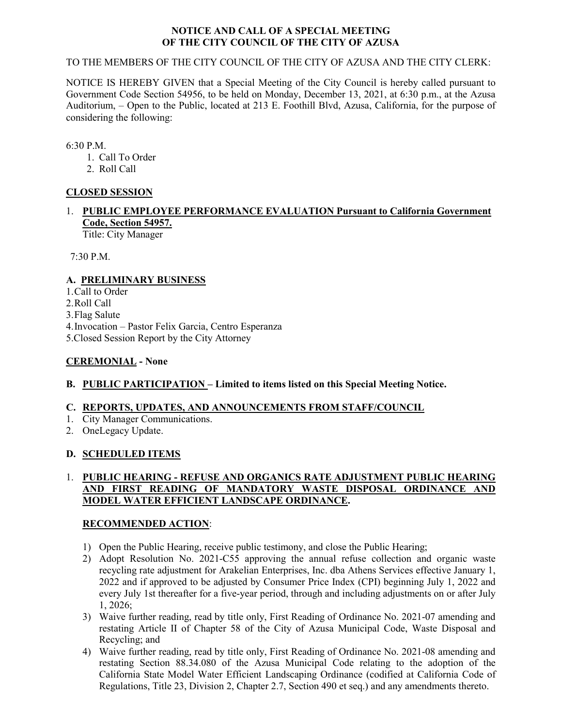**NOTICE AND CALL OF A SPECIAL MEETING**
**OF THE CITY COUNCIL OF THE CITY OF AZUSA**

TO THE MEMBERS OF THE CITY COUNCIL OF THE CITY OF AZUSA AND THE CITY CLERK:

NOTICE IS HEREBY GIVEN that a Special Meeting of the City Council is hereby called pursuant to Government Code Section 54956, to be held on Monday, December 13, 2021, at 6:30 p.m., at the Azusa Auditorium, – Open to the Public, located at 213 E. Foothill Blvd, Azusa, California, for the purpose of considering the following:

6:30 P.M.

1. Call To Order
2. Roll Call

**CLOSED SESSION**

1. **PUBLIC EMPLOYEE PERFORMANCE EVALUATION Pursuant to California Government Code, Section 54957.**
   Title: City Manager

7:30 P.M.

**A. PRELIMINARY BUSINESS**

1. Call to Order
2. Roll Call
3. Flag Salute
4. Invocation – Pastor Felix Garcia, Centro Esperanza
5. Closed Session Report by the City Attorney

**CEREMONIAL - None**

**B. PUBLIC PARTICIPATION – Limited to items listed on this Special Meeting Notice.**

**C. REPORTS, UPDATES, AND ANNOUNCEMENTS FROM STAFF/COUNCIL**

1. City Manager Communications.
2. OneLegacy Update.

**D. SCHEDULED ITEMS**

1. **PUBLIC HEARING - REFUSE AND ORGANICS RATE ADJUSTMENT PUBLIC HEARING AND FIRST READING OF MANDATORY WASTE DISPOSAL ORDINANCE AND MODEL WATER EFFICIENT LANDSCAPE ORDINANCE.**

   **RECOMMENDED ACTION**:

   1) Open the Public Hearing, receive public testimony, and close the Public Hearing;
   2) Adopt Resolution No. 2021-C55 approving the annual refuse collection and organic waste recycling rate adjustment for Arakelian Enterprises, Inc. dba Athens Services effective January 1, 2022 and if approved to be adjusted by Consumer Price Index (CPI) beginning July 1, 2022 and every July 1st thereafter for a five-year period, through and including adjustments on or after July 1, 2026;
   3) Waive further reading, read by title only, First Reading of Ordinance No. 2021-07 amending and restating Article II of Chapter 58 of the City of Azusa Municipal Code, Waste Disposal and Recycling; and
   4) Waive further reading, read by title only, First Reading of Ordinance No. 2021-08 amending and restating Section 88.34.080 of the Azusa Municipal Code relating to the adoption of the California State Model Water Efficient Landscaping Ordinance (codified at California Code of Regulations, Title 23, Division 2, Chapter 2.7, Section 490 et seq.) and any amendments thereto.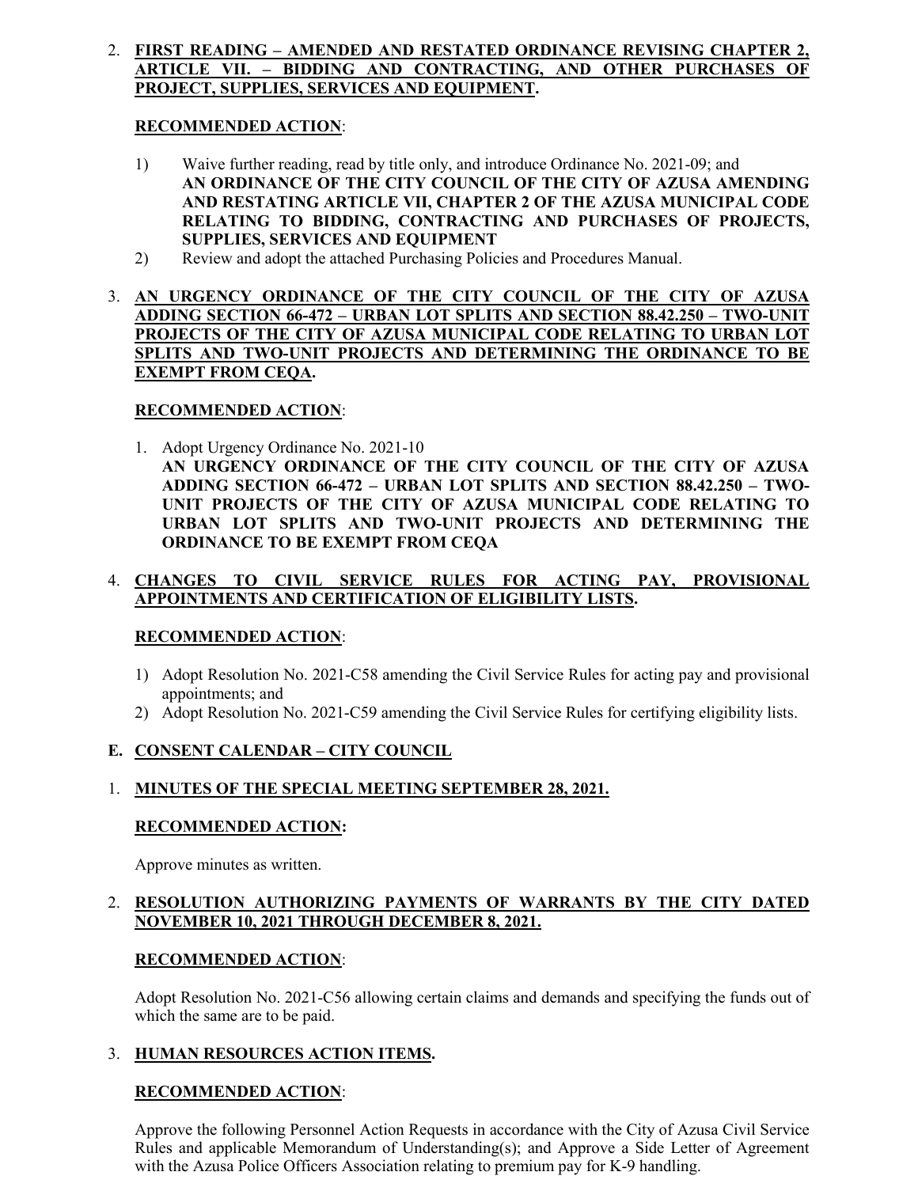2. **FIRST READING – AMENDED AND RESTATED ORDINANCE REVISING CHAPTER 2, ARTICLE VII. – BIDDING AND CONTRACTING, AND OTHER PURCHASES OF PROJECT, SUPPLIES, SERVICES AND EQUIPMENT.**

   **RECOMMENDED ACTION**:

   1) Waive further reading, read by title only, and introduce Ordinance No. 2021-09; and **AN ORDINANCE OF THE CITY COUNCIL OF THE CITY OF AZUSA AMENDING AND RESTATING ARTICLE VII, CHAPTER 2 OF THE AZUSA MUNICIPAL CODE RELATING TO BIDDING, CONTRACTING AND PURCHASES OF PROJECTS, SUPPLIES, SERVICES AND EQUIPMENT**
   2) Review and adopt the attached Purchasing Policies and Procedures Manual.

3. **AN URGENCY ORDINANCE OF THE CITY COUNCIL OF THE CITY OF AZUSA ADDING SECTION 66-472 – URBAN LOT SPLITS AND SECTION 88.42.250 – TWO-UNIT PROJECTS OF THE CITY OF AZUSA MUNICIPAL CODE RELATING TO URBAN LOT SPLITS AND TWO-UNIT PROJECTS AND DETERMINING THE ORDINANCE TO BE EXEMPT FROM CEQA.**

   **RECOMMENDED ACTION**:

   1. Adopt Urgency Ordinance No. 2021-10
      **AN URGENCY ORDINANCE OF THE CITY COUNCIL OF THE CITY OF AZUSA ADDING SECTION 66-472 – URBAN LOT SPLITS AND SECTION 88.42.250 – TWO-UNIT PROJECTS OF THE CITY OF AZUSA MUNICIPAL CODE RELATING TO URBAN LOT SPLITS AND TWO-UNIT PROJECTS AND DETERMINING THE ORDINANCE TO BE EXEMPT FROM CEQA**

4. **CHANGES TO CIVIL SERVICE RULES FOR ACTING PAY, PROVISIONAL APPOINTMENTS AND CERTIFICATION OF ELIGIBILITY LISTS.**

   **RECOMMENDED ACTION**:

   1) Adopt Resolution No. 2021-C58 amending the Civil Service Rules for acting pay and provisional appointments; and
   2) Adopt Resolution No. 2021-C59 amending the Civil Service Rules for certifying eligibility lists.

## E. CONSENT CALENDAR – CITY COUNCIL

1. **MINUTES OF THE SPECIAL MEETING SEPTEMBER 28, 2021.**

   **RECOMMENDED ACTION:**

   Approve minutes as written.

2. **RESOLUTION AUTHORIZING PAYMENTS OF WARRANTS BY THE CITY DATED NOVEMBER 10, 2021 THROUGH DECEMBER 8, 2021.**

   **RECOMMENDED ACTION**:

   Adopt Resolution No. 2021-C56 allowing certain claims and demands and specifying the funds out of which the same are to be paid.

3. **HUMAN RESOURCES ACTION ITEMS.**

   **RECOMMENDED ACTION**:

   Approve the following Personnel Action Requests in accordance with the City of Azusa Civil Service Rules and applicable Memorandum of Understanding(s); and Approve a Side Letter of Agreement with the Azusa Police Officers Association relating to premium pay for K-9 handling.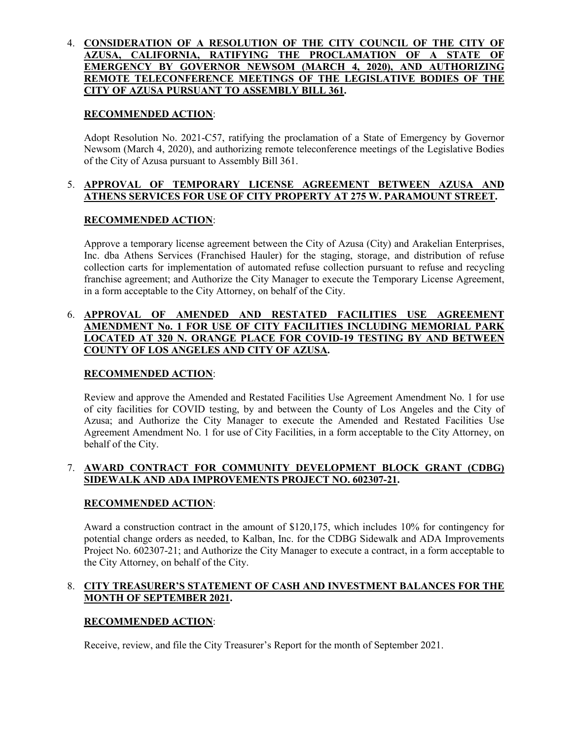4. **CONSIDERATION OF A RESOLUTION OF THE CITY COUNCIL OF THE CITY OF AZUSA, CALIFORNIA, RATIFYING THE PROCLAMATION OF A STATE OF EMERGENCY BY GOVERNOR NEWSOM (MARCH 4, 2020), AND AUTHORIZING REMOTE TELECONFERENCE MEETINGS OF THE LEGISLATIVE BODIES OF THE CITY OF AZUSA PURSUANT TO ASSEMBLY BILL 361.**

   **RECOMMENDED ACTION**:

   Adopt Resolution No. 2021-C57, ratifying the proclamation of a State of Emergency by Governor Newsom (March 4, 2020), and authorizing remote teleconference meetings of the Legislative Bodies of the City of Azusa pursuant to Assembly Bill 361.

5. **APPROVAL OF TEMPORARY LICENSE AGREEMENT BETWEEN AZUSA AND ATHENS SERVICES FOR USE OF CITY PROPERTY AT 275 W. PARAMOUNT STREET.**

   **RECOMMENDED ACTION**:

   Approve a temporary license agreement between the City of Azusa (City) and Arakelian Enterprises, Inc. dba Athens Services (Franchised Hauler) for the staging, storage, and distribution of refuse collection carts for implementation of automated refuse collection pursuant to refuse and recycling franchise agreement; and Authorize the City Manager to execute the Temporary License Agreement, in a form acceptable to the City Attorney, on behalf of the City.

6. **APPROVAL OF AMENDED AND RESTATED FACILITIES USE AGREEMENT AMENDMENT No. 1 FOR USE OF CITY FACILITIES INCLUDING MEMORIAL PARK LOCATED AT 320 N. ORANGE PLACE FOR COVID-19 TESTING BY AND BETWEEN COUNTY OF LOS ANGELES AND CITY OF AZUSA.**

   **RECOMMENDED ACTION**:

   Review and approve the Amended and Restated Facilities Use Agreement Amendment No. 1 for use of city facilities for COVID testing, by and between the County of Los Angeles and the City of Azusa; and Authorize the City Manager to execute the Amended and Restated Facilities Use Agreement Amendment No. 1 for use of City Facilities, in a form acceptable to the City Attorney, on behalf of the City.

7. **AWARD CONTRACT FOR COMMUNITY DEVELOPMENT BLOCK GRANT (CDBG) SIDEWALK AND ADA IMPROVEMENTS PROJECT NO. 602307-21.**

   **RECOMMENDED ACTION**:

   Award a construction contract in the amount of $120,175, which includes 10% for contingency for potential change orders as needed, to Kalban, Inc. for the CDBG Sidewalk and ADA Improvements Project No. 602307-21; and Authorize the City Manager to execute a contract, in a form acceptable to the City Attorney, on behalf of the City.

8. **CITY TREASURER'S STATEMENT OF CASH AND INVESTMENT BALANCES FOR THE MONTH OF SEPTEMBER 2021.**

   **RECOMMENDED ACTION**:

   Receive, review, and file the City Treasurer's Report for the month of September 2021.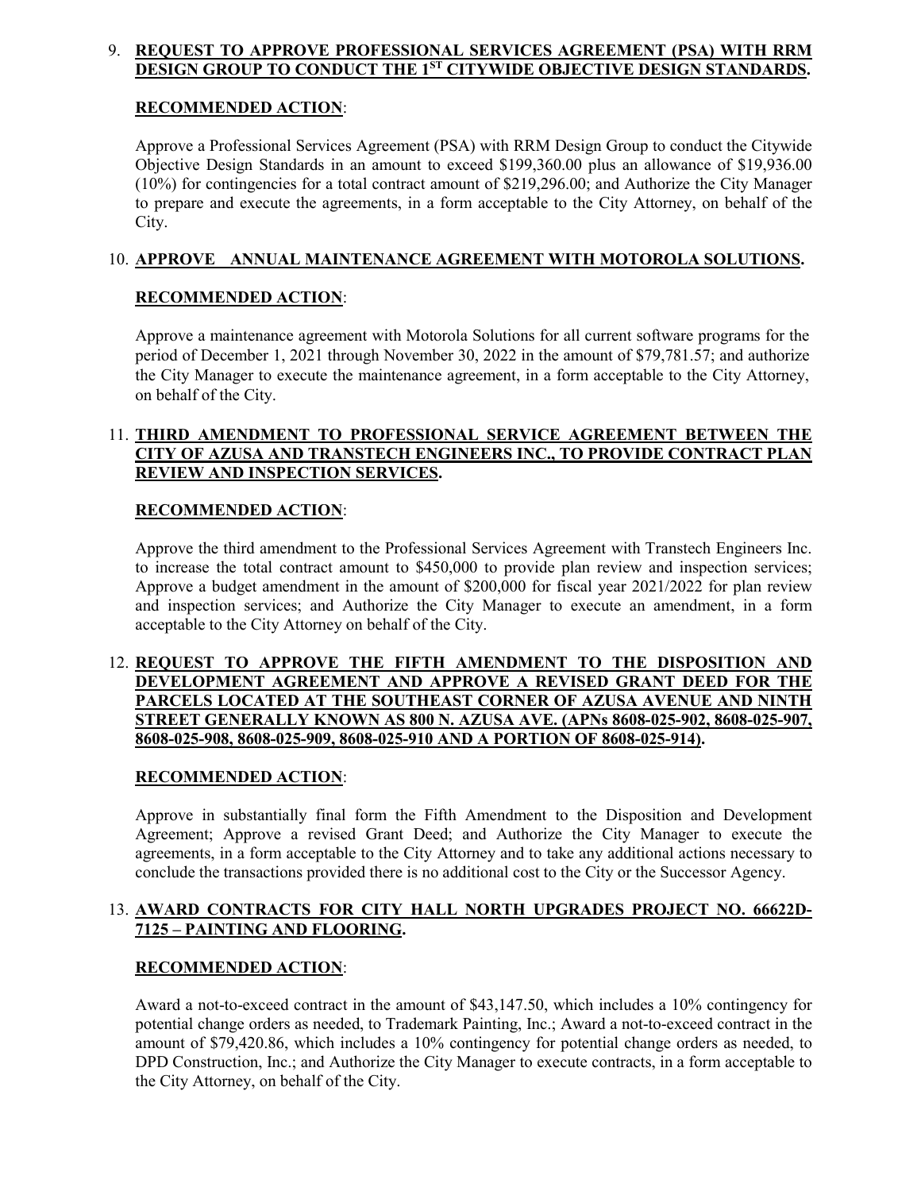9. **REQUEST TO APPROVE PROFESSIONAL SERVICES AGREEMENT (PSA) WITH RRM DESIGN GROUP TO CONDUCT THE 1ST CITYWIDE OBJECTIVE DESIGN STANDARDS.**

   **RECOMMENDED ACTION**:

   Approve a Professional Services Agreement (PSA) with RRM Design Group to conduct the Citywide Objective Design Standards in an amount to exceed $199,360.00 plus an allowance of $19,936.00 (10%) for contingencies for a total contract amount of $219,296.00; and Authorize the City Manager to prepare and execute the agreements, in a form acceptable to the City Attorney, on behalf of the City.

10. **APPROVE ANNUAL MAINTENANCE AGREEMENT WITH MOTOROLA SOLUTIONS.**

    **RECOMMENDED ACTION**:

    Approve a maintenance agreement with Motorola Solutions for all current software programs for the period of December 1, 2021 through November 30, 2022 in the amount of $79,781.57; and authorize the City Manager to execute the maintenance agreement, in a form acceptable to the City Attorney, on behalf of the City.

11. **THIRD AMENDMENT TO PROFESSIONAL SERVICE AGREEMENT BETWEEN THE CITY OF AZUSA AND TRANSTECH ENGINEERS INC., TO PROVIDE CONTRACT PLAN REVIEW AND INSPECTION SERVICES.**

    **RECOMMENDED ACTION**:

    Approve the third amendment to the Professional Services Agreement with Transtech Engineers Inc. to increase the total contract amount to $450,000 to provide plan review and inspection services; Approve a budget amendment in the amount of $200,000 for fiscal year 2021/2022 for plan review and inspection services; and Authorize the City Manager to execute an amendment, in a form acceptable to the City Attorney on behalf of the City.

12. **REQUEST TO APPROVE THE FIFTH AMENDMENT TO THE DISPOSITION AND DEVELOPMENT AGREEMENT AND APPROVE A REVISED GRANT DEED FOR THE PARCELS LOCATED AT THE SOUTHEAST CORNER OF AZUSA AVENUE AND NINTH STREET GENERALLY KNOWN AS 800 N. AZUSA AVE. (APNs 8608-025-902, 8608-025-907, 8608-025-908, 8608-025-909, 8608-025-910 AND A PORTION OF 8608-025-914).**

    **RECOMMENDED ACTION**:

    Approve in substantially final form the Fifth Amendment to the Disposition and Development Agreement; Approve a revised Grant Deed; and Authorize the City Manager to execute the agreements, in a form acceptable to the City Attorney and to take any additional actions necessary to conclude the transactions provided there is no additional cost to the City or the Successor Agency.

13. **AWARD CONTRACTS FOR CITY HALL NORTH UPGRADES PROJECT NO. 66622D-7125 – PAINTING AND FLOORING.**

    **RECOMMENDED ACTION**:

    Award a not-to-exceed contract in the amount of $43,147.50, which includes a 10% contingency for potential change orders as needed, to Trademark Painting, Inc.; Award a not-to-exceed contract in the amount of $79,420.86, which includes a 10% contingency for potential change orders as needed, to DPD Construction, Inc.; and Authorize the City Manager to execute contracts, in a form acceptable to the City Attorney, on behalf of the City.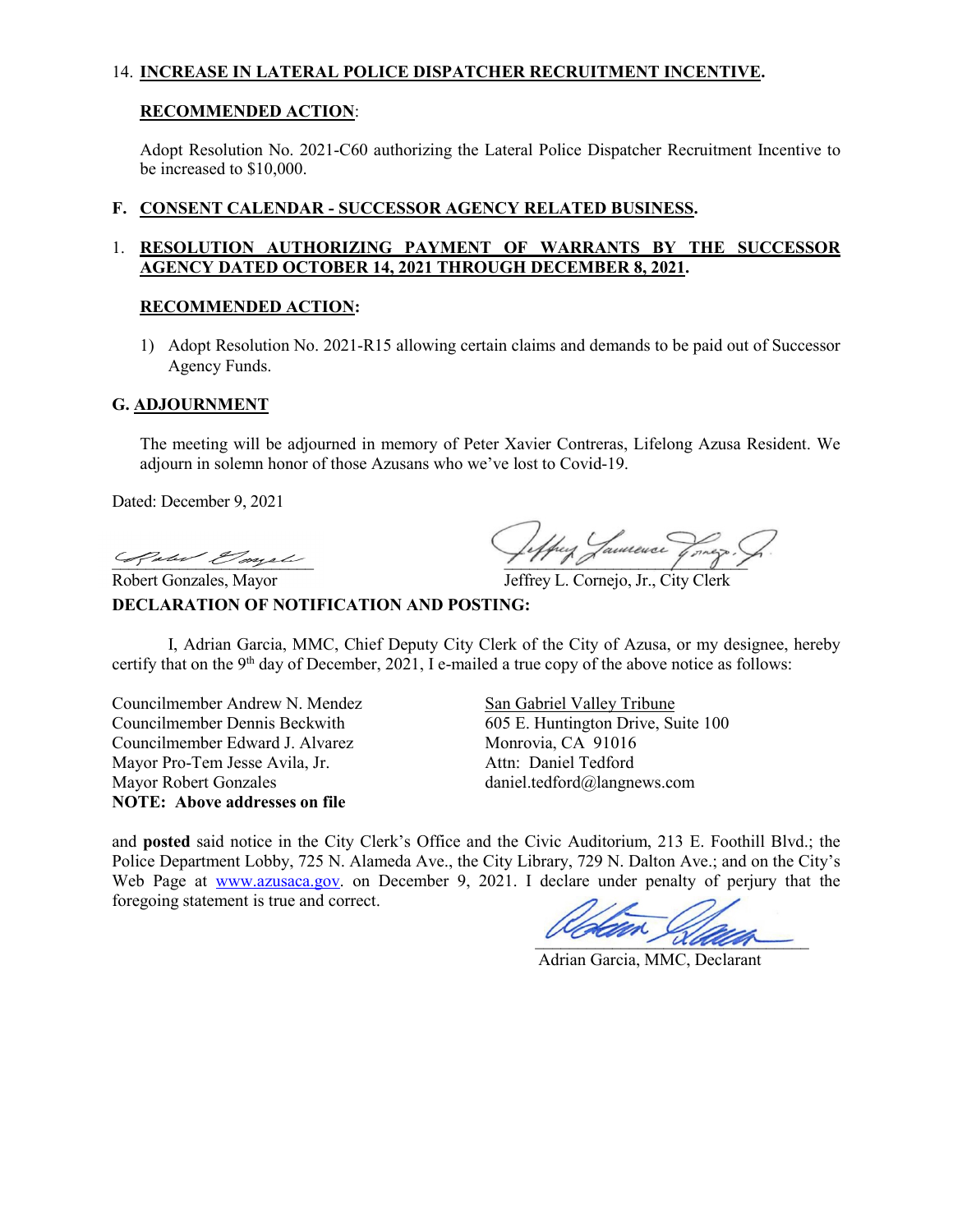14. **INCREASE IN LATERAL POLICE DISPATCHER RECRUITMENT INCENTIVE.**

**RECOMMENDED ACTION**:

Adopt Resolution No. 2021-C60 authorizing the Lateral Police Dispatcher Recruitment Incentive to be increased to $10,000.

**F. CONSENT CALENDAR - SUCCESSOR AGENCY RELATED BUSINESS.**

1. **RESOLUTION AUTHORIZING PAYMENT OF WARRANTS BY THE SUCCESSOR AGENCY DATED OCTOBER 14, 2021 THROUGH DECEMBER 8, 2021.**

**RECOMMENDED ACTION:**

1) Adopt Resolution No. 2021-R15 allowing certain claims and demands to be paid out of Successor Agency Funds.

**G. ADJOURNMENT**

The meeting will be adjourned in memory of Peter Xavier Contreras, Lifelong Azusa Resident. We adjourn in solemn honor of those Azusans who we've lost to Covid-19.

Dated: December 9, 2021

Robert Gonzales, Mayor

Jeffrey L. Cornejo, Jr., City Clerk

**DECLARATION OF NOTIFICATION AND POSTING:**

I, Adrian Garcia, MMC, Chief Deputy City Clerk of the City of Azusa, or my designee, hereby certify that on the 9th day of December, 2021, I e-mailed a true copy of the above notice as follows:

Councilmember Andrew N. Mendez
Councilmember Dennis Beckwith
Councilmember Edward J. Alvarez
Mayor Pro-Tem Jesse Avila, Jr.
Mayor Robert Gonzales
**NOTE: Above addresses on file**

San Gabriel Valley Tribune
605 E. Huntington Drive, Suite 100
Monrovia, CA 91016
Attn: Daniel Tedford
daniel.tedford@langnews.com

and **posted** said notice in the City Clerk's Office and the Civic Auditorium, 213 E. Foothill Blvd.; the Police Department Lobby, 725 N. Alameda Ave., the City Library, 729 N. Dalton Ave.; and on the City's Web Page at www.azusaca.gov. on December 9, 2021. I declare under penalty of perjury that the foregoing statement is true and correct.

Adrian Garcia, MMC, Declarant